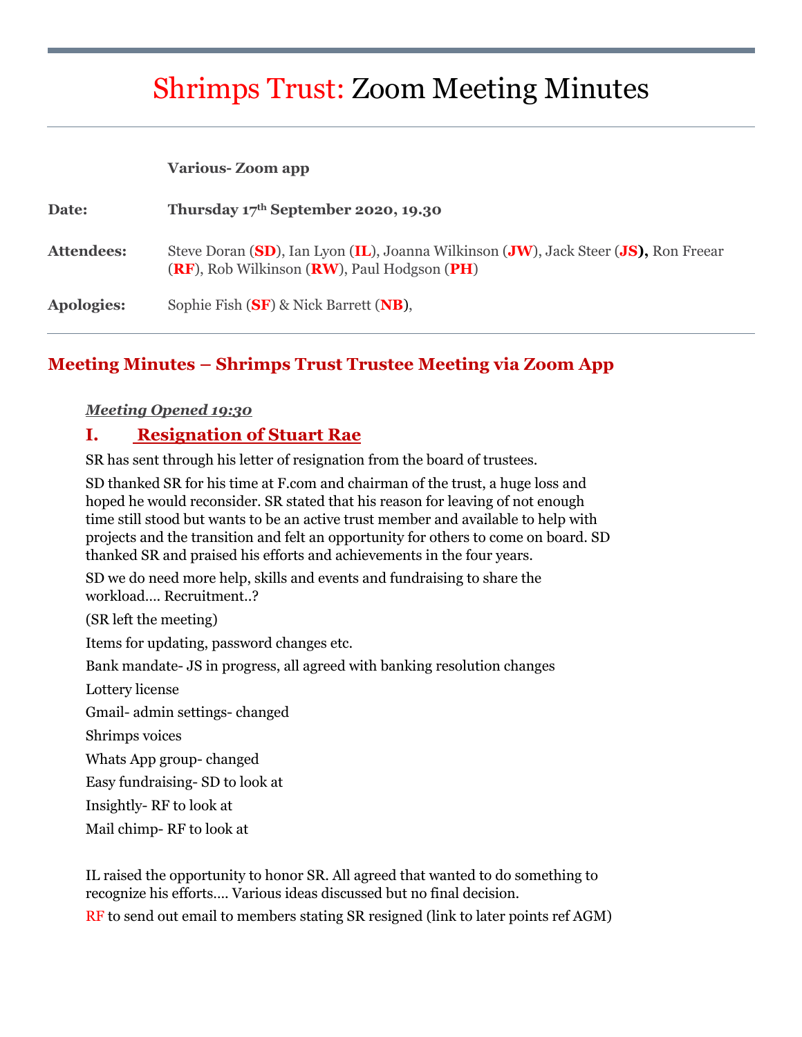# Shrimps Trust: Zoom Meeting Minutes

|  |  |
|---|---|
|  | **Various- Zoom app** |
| **Date:** | **Thursday 17th September 2020, 19.30** |
| **Attendees:** | Steve Doran (**SD**), Ian Lyon (**IL**), Joanna Wilkinson (**JW**), Jack Steer (**JS**), Ron Freear (**RF**), Rob Wilkinson (**RW**), Paul Hodgson (**PH**) |
| **Apologies:** | Sophie Fish (**SF**) & Nick Barrett (**NB**), |

## Meeting Minutes – Shrimps Trust Trustee Meeting via Zoom App

***Meeting Opened 19:30***

### I. Resignation of Stuart Rae

SR has sent through his letter of resignation from the board of trustees.

SD thanked SR for his time at F.com and chairman of the trust, a huge loss and hoped he would reconsider. SR stated that his reason for leaving of not enough time still stood but wants to be an active trust member and available to help with projects and the transition and felt an opportunity for others to come on board. SD thanked SR and praised his efforts and achievements in the four years.

SD we do need more help, skills and events and fundraising to share the workload…. Recruitment..?

(SR left the meeting)

Items for updating, password changes etc.

Bank mandate- JS in progress, all agreed with banking resolution changes

Lottery license

Gmail- admin settings- changed

Shrimps voices

Whats App group- changed

Easy fundraising- SD to look at

Insightly- RF to look at

Mail chimp- RF to look at

IL raised the opportunity to honor SR. All agreed that wanted to do something to recognize his efforts…. Various ideas discussed but no final decision.

RF to send out email to members stating SR resigned (link to later points ref AGM)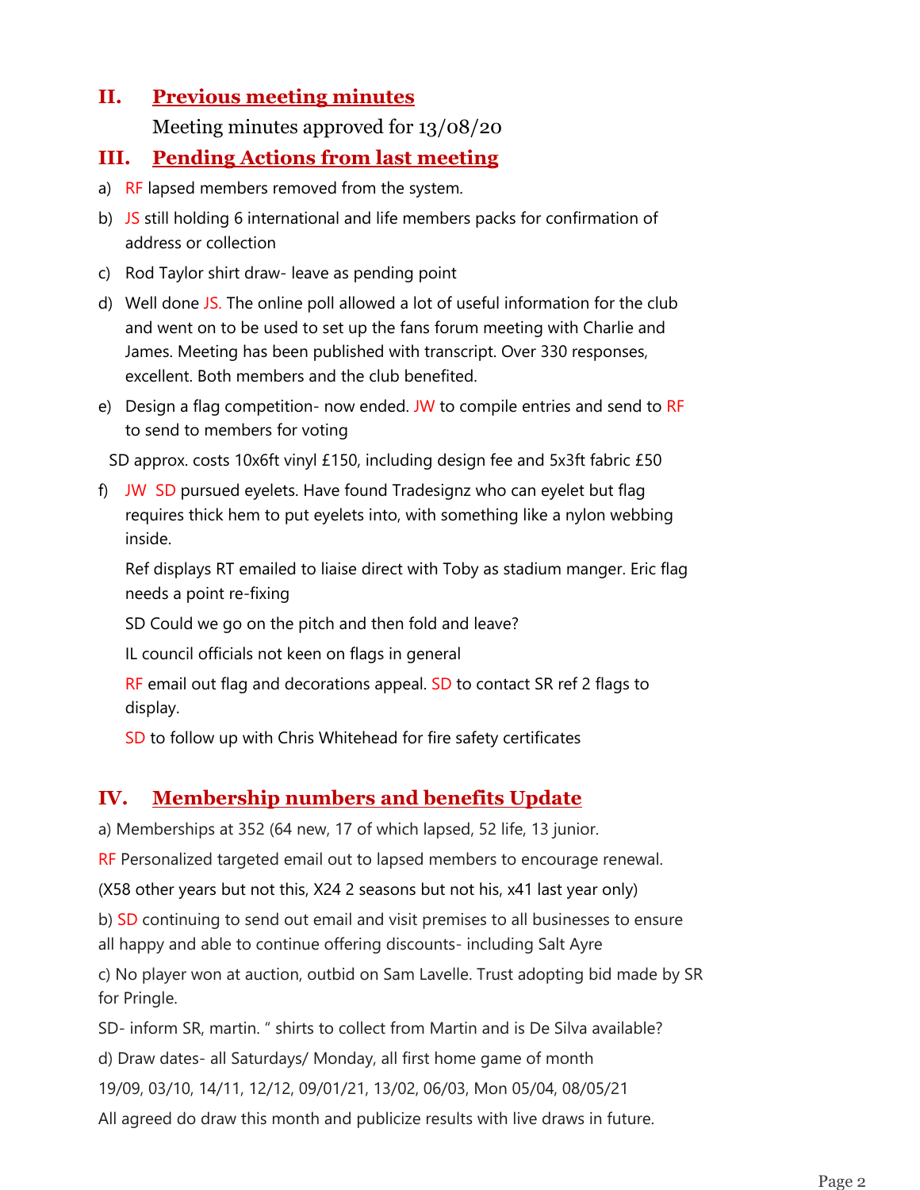## II. Previous meeting minutes

Meeting minutes approved for 13/08/20

## III. Pending Actions from last meeting

a) RF lapsed members removed from the system.

b) JS still holding 6 international and life members packs for confirmation of address or collection

c) Rod Taylor shirt draw- leave as pending point

d) Well done JS. The online poll allowed a lot of useful information for the club and went on to be used to set up the fans forum meeting with Charlie and James. Meeting has been published with transcript. Over 330 responses, excellent. Both members and the club benefited.

e) Design a flag competition- now ended. JW to compile entries and send to RF to send to members for voting

SD approx. costs 10x6ft vinyl £150, including design fee and 5x3ft fabric £50

f) JW SD pursued eyelets. Have found Tradesignz who can eyelet but flag requires thick hem to put eyelets into, with something like a nylon webbing inside.

Ref displays RT emailed to liaise direct with Toby as stadium manger. Eric flag needs a point re-fixing

SD Could we go on the pitch and then fold and leave?

IL council officials not keen on flags in general

RF email out flag and decorations appeal. SD to contact SR ref 2 flags to display.

SD to follow up with Chris Whitehead for fire safety certificates

## IV. Membership numbers and benefits Update

a) Memberships at 352 (64 new, 17 of which lapsed, 52 life, 13 junior.

RF Personalized targeted email out to lapsed members to encourage renewal.

(X58 other years but not this, X24 2 seasons but not his, x41 last year only)

b) SD continuing to send out email and visit premises to all businesses to ensure all happy and able to continue offering discounts- including Salt Ayre

c) No player won at auction, outbid on Sam Lavelle. Trust adopting bid made by SR for Pringle.

SD- inform SR, martin. " shirts to collect from Martin and is De Silva available?

d) Draw dates- all Saturdays/ Monday, all first home game of month

19/09, 03/10, 14/11, 12/12, 09/01/21, 13/02, 06/03, Mon 05/04, 08/05/21

All agreed do draw this month and publicize results with live draws in future.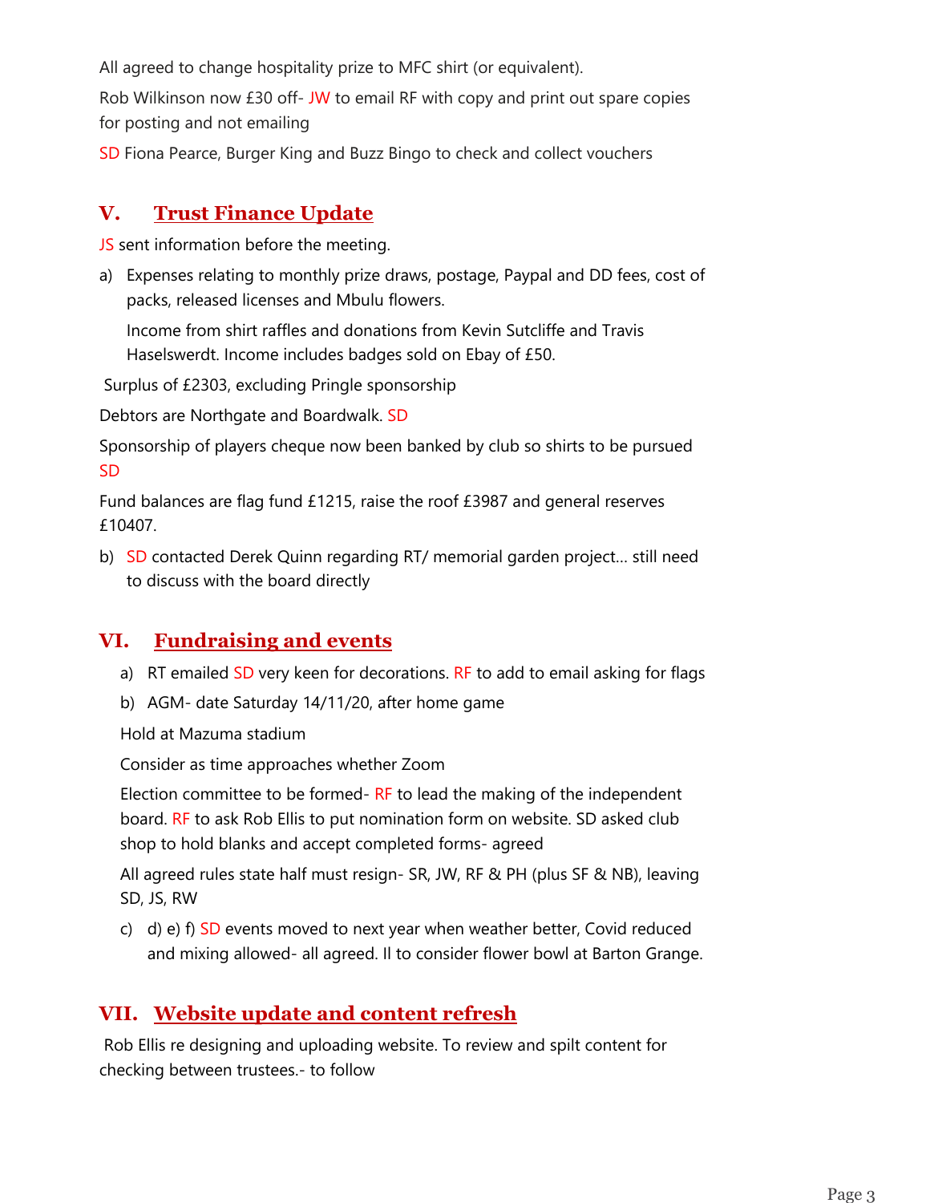All agreed to change hospitality prize to MFC shirt (or equivalent).

Rob Wilkinson now £30 off- JW to email RF with copy and print out spare copies for posting and not emailing

SD Fiona Pearce, Burger King and Buzz Bingo to check and collect vouchers

## V. Trust Finance Update

JS sent information before the meeting.

a) Expenses relating to monthly prize draws, postage, Paypal and DD fees, cost of packs, released licenses and Mbulu flowers.

   Income from shirt raffles and donations from Kevin Sutcliffe and Travis Haselswerdt. Income includes badges sold on Ebay of £50.

Surplus of £2303, excluding Pringle sponsorship

Debtors are Northgate and Boardwalk. SD

Sponsorship of players cheque now been banked by club so shirts to be pursued SD

Fund balances are flag fund £1215, raise the roof £3987 and general reserves £10407.

b) SD contacted Derek Quinn regarding RT/ memorial garden project… still need to discuss with the board directly

## VI. Fundraising and events

a) RT emailed SD very keen for decorations. RF to add to email asking for flags

b) AGM- date Saturday 14/11/20, after home game

   Hold at Mazuma stadium

   Consider as time approaches whether Zoom

   Election committee to be formed- RF to lead the making of the independent board. RF to ask Rob Ellis to put nomination form on website. SD asked club shop to hold blanks and accept completed forms- agreed

   All agreed rules state half must resign- SR, JW, RF & PH (plus SF & NB), leaving SD, JS, RW

c) d) e) f) SD events moved to next year when weather better, Covid reduced and mixing allowed- all agreed. Il to consider flower bowl at Barton Grange.

## VII. Website update and content refresh

Rob Ellis re designing and uploading website. To review and spilt content for checking between trustees.- to follow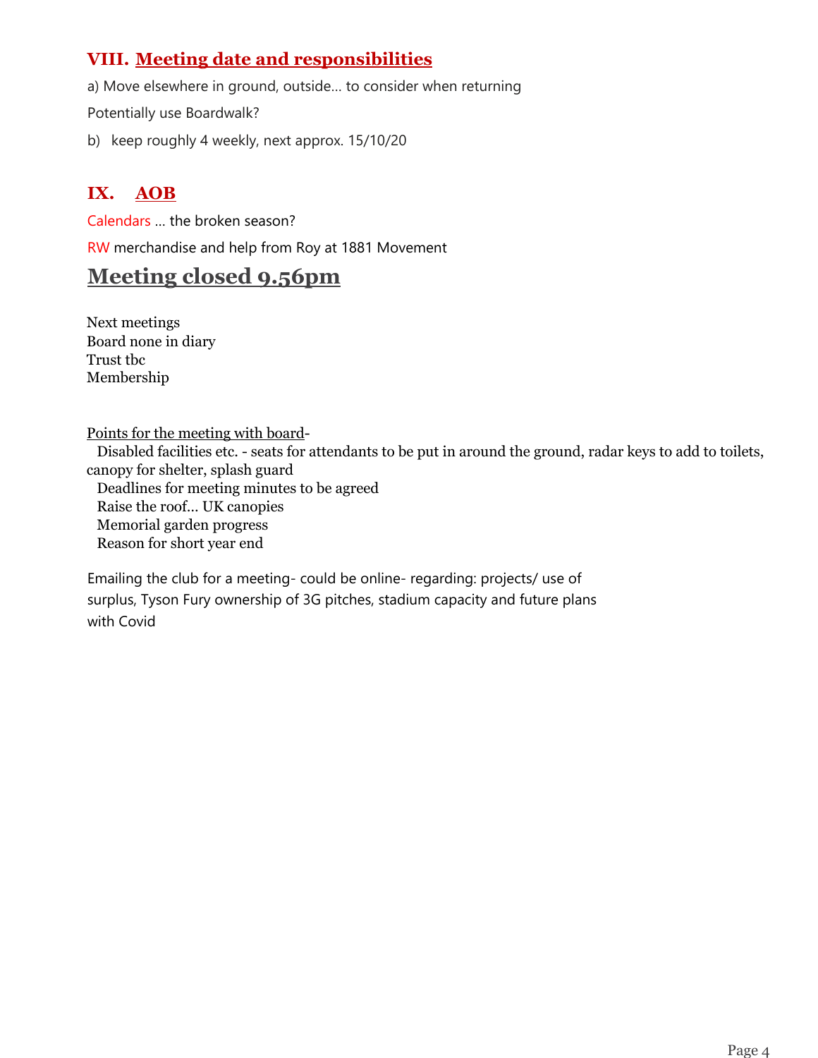## VIII. Meeting date and responsibilities

a) Move elsewhere in ground, outside… to consider when returning

Potentially use Boardwalk?

b) keep roughly 4 weekly, next approx. 15/10/20

## IX. AOB

Calendars … the broken season?

RW merchandise and help from Roy at 1881 Movement

# Meeting closed 9.56pm

Next meetings
Board none in diary
Trust tbc
Membership

Points for the meeting with board-

- Disabled facilities etc. - seats for attendants to be put in around the ground, radar keys to add to toilets, canopy for shelter, splash guard
- Deadlines for meeting minutes to be agreed
- Raise the roof… UK canopies
- Memorial garden progress
- Reason for short year end

Emailing the club for a meeting- could be online- regarding: projects/ use of surplus, Tyson Fury ownership of 3G pitches, stadium capacity and future plans with Covid